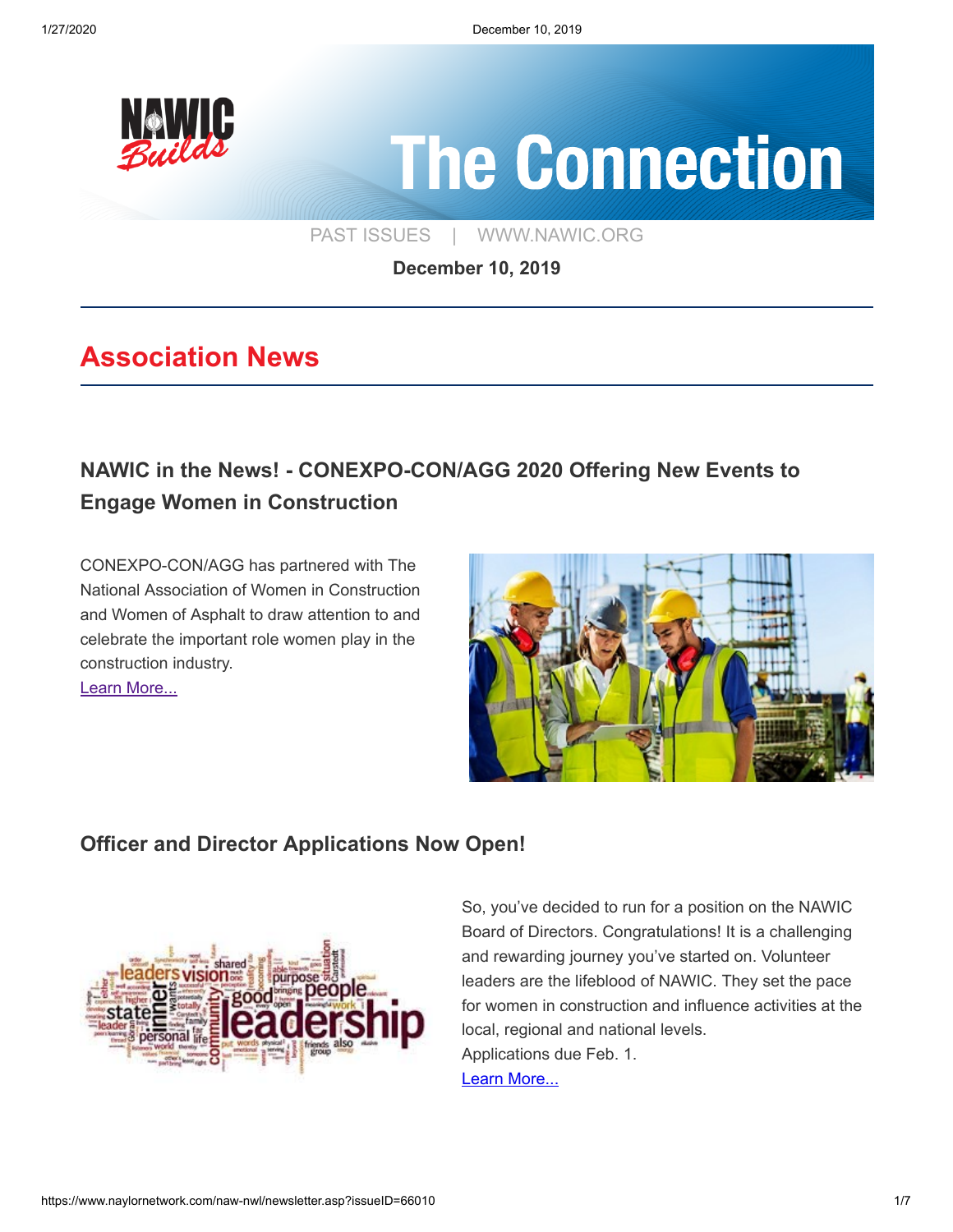# The Connection

PAST ISSUES | WWW.NAWIC.ORG

**December 10, 2019**

## Association News

### NAWIC in the News! - CONEXPO-CON/AGG 2020 Offering New Events to Engage Women in Construction

CONEXPO-CON/AGG has partnered with The National Association of Women in Construction and Women of Asphalt to draw attention to and celebrate the important role women play in the construction industry.
Learn More...

### Officer and Director Applications Now Open!

So, you've decided to run for a position on the NAWIC Board of Directors. Congratulations! It is a challenging and rewarding journey you've started on. Volunteer leaders are the lifeblood of NAWIC. They set the pace for women in construction and influence activities at the local, regional and national levels.
Applications due Feb. 1.
Learn More...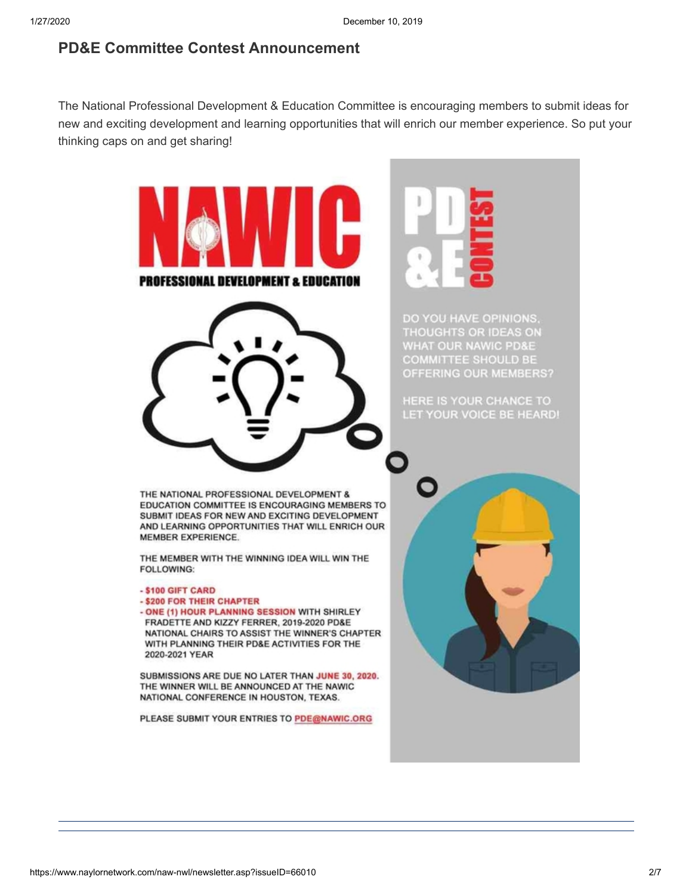## PD&E Committee Contest Announcement

The National Professional Development & Education Committee is encouraging members to submit ideas for new and exciting development and learning opportunities that will enrich our member experience. So put your thinking caps on and get sharing!

# NAWIC

## PROFESSIONAL DEVELOPMENT & EDUCATION

## PD&E CONTEST

DO YOU HAVE OPINIONS, THOUGHTS OR IDEAS ON WHAT OUR NAWIC PD&E COMMITTEE SHOULD BE OFFERING OUR MEMBERS?

HERE IS YOUR CHANCE TO LET YOUR VOICE BE HEARD!

THE NATIONAL PROFESSIONAL DEVELOPMENT & EDUCATION COMMITTEE IS ENCOURAGING MEMBERS TO SUBMIT IDEAS FOR NEW AND EXCITING DEVELOPMENT AND LEARNING OPPORTUNITIES THAT WILL ENRICH OUR MEMBER EXPERIENCE.

THE MEMBER WITH THE WINNING IDEA WILL WIN THE FOLLOWING:

- **$100 GIFT CARD**
- **$200 FOR THEIR CHAPTER**
- **ONE (1) HOUR PLANNING SESSION** WITH SHIRLEY FRADETTE AND KIZZY FERRER, 2019-2020 PD&E NATIONAL CHAIRS TO ASSIST THE WINNER'S CHAPTER WITH PLANNING THEIR PD&E ACTIVITIES FOR THE 2020-2021 YEAR

SUBMISSIONS ARE DUE NO LATER THAN **JUNE 30, 2020.** THE WINNER WILL BE ANNOUNCED AT THE NAWIC NATIONAL CONFERENCE IN HOUSTON, TEXAS.

PLEASE SUBMIT YOUR ENTRIES TO PDE@NAWIC.ORG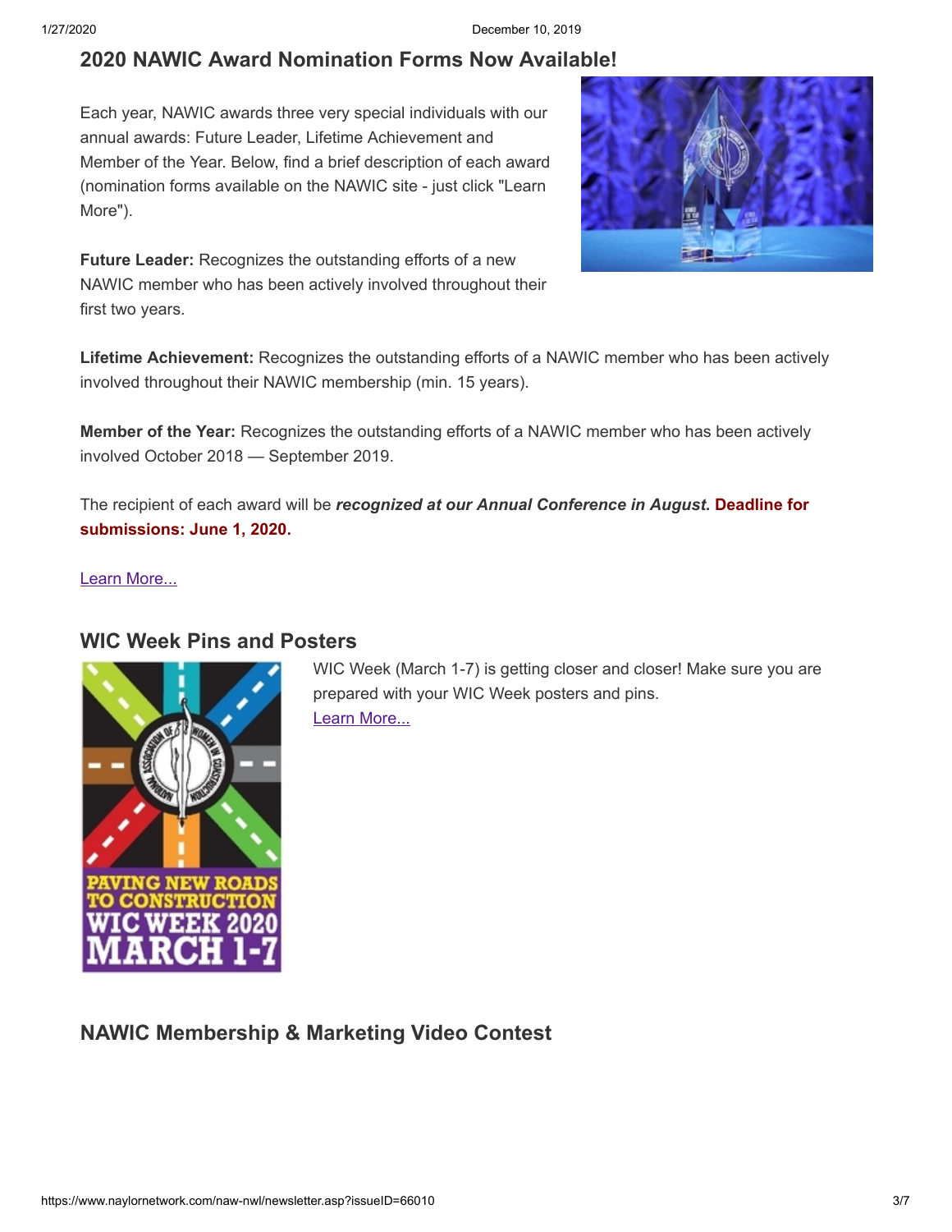## 2020 NAWIC Award Nomination Forms Now Available!

Each year, NAWIC awards three very special individuals with our annual awards: Future Leader, Lifetime Achievement and Member of the Year. Below, find a brief description of each award (nomination forms available on the NAWIC site - just click "Learn More").

**Future Leader:** Recognizes the outstanding efforts of a new NAWIC member who has been actively involved throughout their first two years.

**Lifetime Achievement:** Recognizes the outstanding efforts of a NAWIC member who has been actively involved throughout their NAWIC membership (min. 15 years).

**Member of the Year:** Recognizes the outstanding efforts of a NAWIC member who has been actively involved October 2018 — September 2019.

The recipient of each award will be ***recognized at our Annual Conference in August.*** **Deadline for submissions: June 1, 2020.**

Learn More...

## WIC Week Pins and Posters

WIC Week (March 1-7) is getting closer and closer! Make sure you are prepared with your WIC Week posters and pins.
Learn More...

## NAWIC Membership & Marketing Video Contest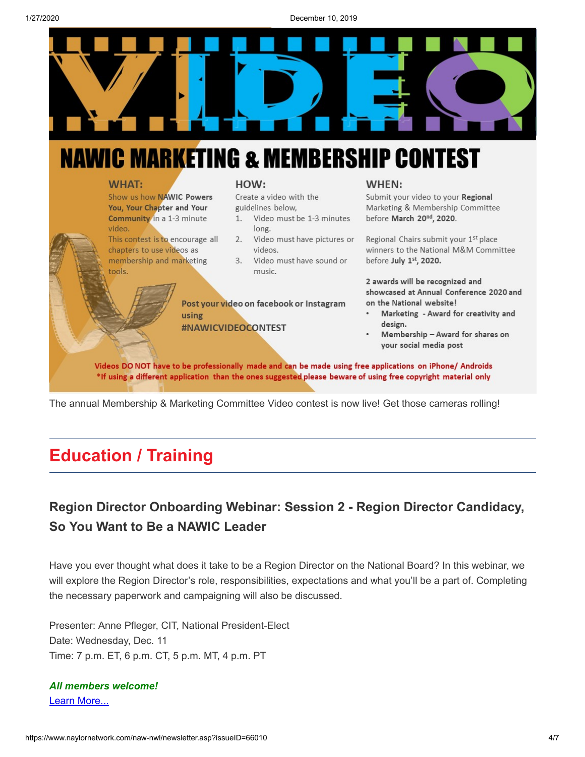# VIDEO

## NAWIC MARKETING & MEMBERSHIP CONTEST

**WHAT:**

Show us how **NAWIC Powers You, Your Chapter and Your Community** in a 1-3 minute video.

This contest is to encourage all chapters to use videos as membership and marketing tools.

**HOW:**

Create a video with the guidelines below,

1. Video must be 1-3 minutes long.
2. Video must have pictures or videos.
3. Video must have sound or music.

**Post your video on facebook or Instagram using #NAWICVIDEOCONTEST**

**WHEN:**

Submit your video to your **Regional** Marketing & Membership Committee before **March 20th, 2020**.

Regional Chairs submit your 1st place winners to the National M&M Committee before **July 1st, 2020.**

**2 awards will be recognized and showcased at Annual Conference 2020 and on the National website!**

- **Marketing - Award for creativity and design.**
- **Membership – Award for shares on your social media post**

**Videos DO NOT have to be professionally made and can be made using free applications on iPhone/ Androids**
***If using a different application than the ones suggested please beware of using free copyright material only**

The annual Membership & Marketing Committee Video contest is now live! Get those cameras rolling!

## Education / Training

### Region Director Onboarding Webinar: Session 2 - Region Director Candidacy, So You Want to Be a NAWIC Leader

Have you ever thought what does it take to be a Region Director on the National Board? In this webinar, we will explore the Region Director's role, responsibilities, expectations and what you'll be a part of. Completing the necessary paperwork and campaigning will also be discussed.

Presenter: Anne Pfleger, CIT, National President-Elect
Date: Wednesday, Dec. 11
Time: 7 p.m. ET, 6 p.m. CT, 5 p.m. MT, 4 p.m. PT

***All members welcome!***
Learn More...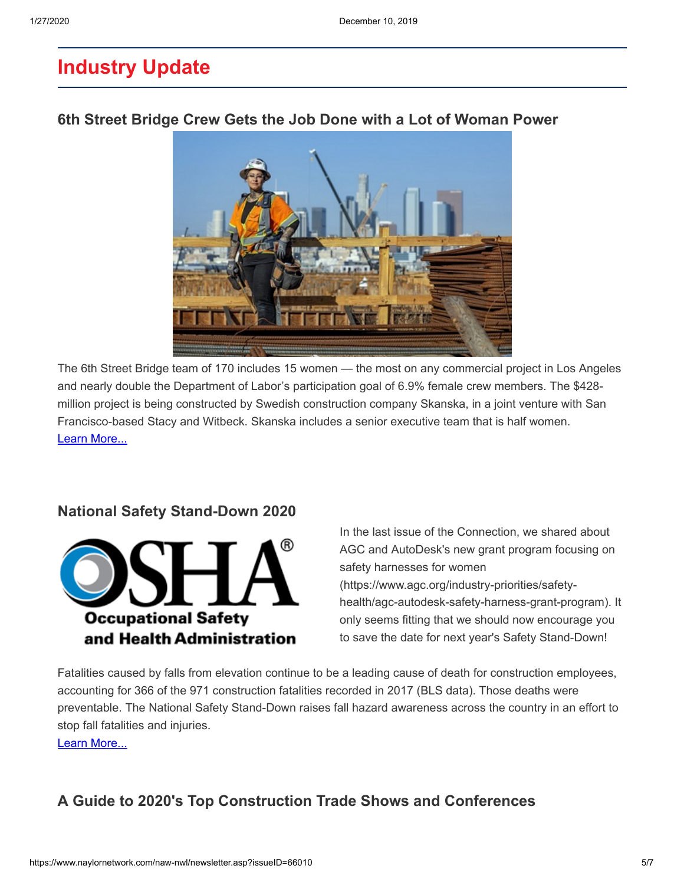# Industry Update

## 6th Street Bridge Crew Gets the Job Done with a Lot of Woman Power

The 6th Street Bridge team of 170 includes 15 women — the most on any commercial project in Los Angeles and nearly double the Department of Labor's participation goal of 6.9% female crew members. The $428-million project is being constructed by Swedish construction company Skanska, in a joint venture with San Francisco-based Stacy and Witbeck. Skanska includes a senior executive team that is half women.
[Learn More...]

## National Safety Stand-Down 2020

In the last issue of the Connection, we shared about AGC and AutoDesk's new grant program focusing on safety harnesses for women (https://www.agc.org/industry-priorities/safety-health/agc-autodesk-safety-harness-grant-program). It only seems fitting that we should now encourage you to save the date for next year's Safety Stand-Down!

Fatalities caused by falls from elevation continue to be a leading cause of death for construction employees, accounting for 366 of the 971 construction fatalities recorded in 2017 (BLS data). Those deaths were preventable. The National Safety Stand-Down raises fall hazard awareness across the country in an effort to stop fall fatalities and injuries.
[Learn More...]

## A Guide to 2020's Top Construction Trade Shows and Conferences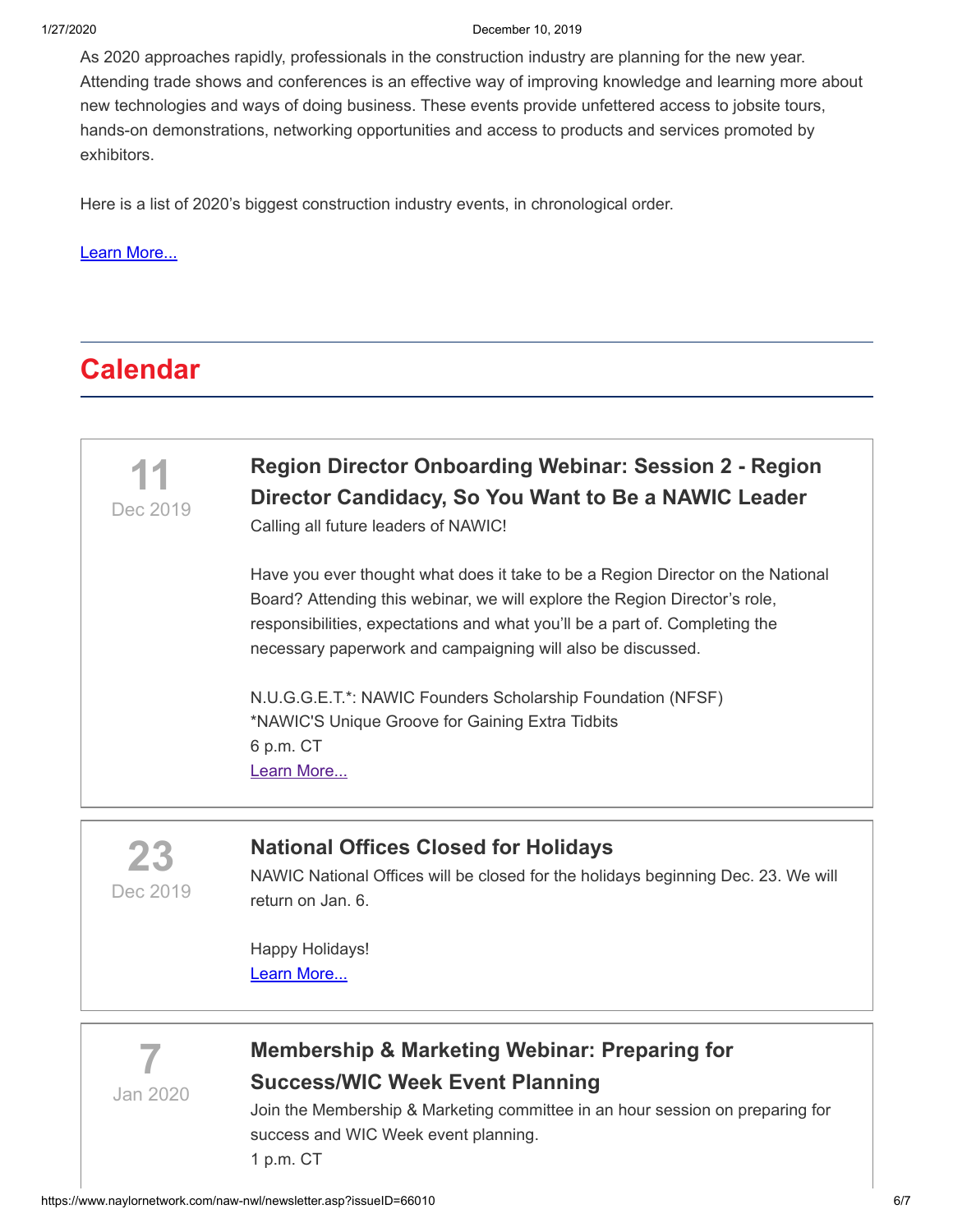As 2020 approaches rapidly, professionals in the construction industry are planning for the new year. Attending trade shows and conferences is an effective way of improving knowledge and learning more about new technologies and ways of doing business. These events provide unfettered access to jobsite tours, hands-on demonstrations, networking opportunities and access to products and services promoted by exhibitors.

Here is a list of 2020's biggest construction industry events, in chronological order.

Learn More...

## Calendar

**11**
Dec 2019

### Region Director Onboarding Webinar: Session 2 - Region Director Candidacy, So You Want to Be a NAWIC Leader

Calling all future leaders of NAWIC!

Have you ever thought what does it take to be a Region Director on the National Board? Attending this webinar, we will explore the Region Director's role, responsibilities, expectations and what you'll be a part of. Completing the necessary paperwork and campaigning will also be discussed.

N.U.G.G.E.T.*: NAWIC Founders Scholarship Foundation (NFSF)
*NAWIC'S Unique Groove for Gaining Extra Tidbits
6 p.m. CT
Learn More...

**23**
Dec 2019

### National Offices Closed for Holidays

NAWIC National Offices will be closed for the holidays beginning Dec. 23. We will return on Jan. 6.

Happy Holidays!
Learn More...

**7**
Jan 2020

### Membership & Marketing Webinar: Preparing for Success/WIC Week Event Planning

Join the Membership & Marketing committee in an hour session on preparing for success and WIC Week event planning.
1 p.m. CT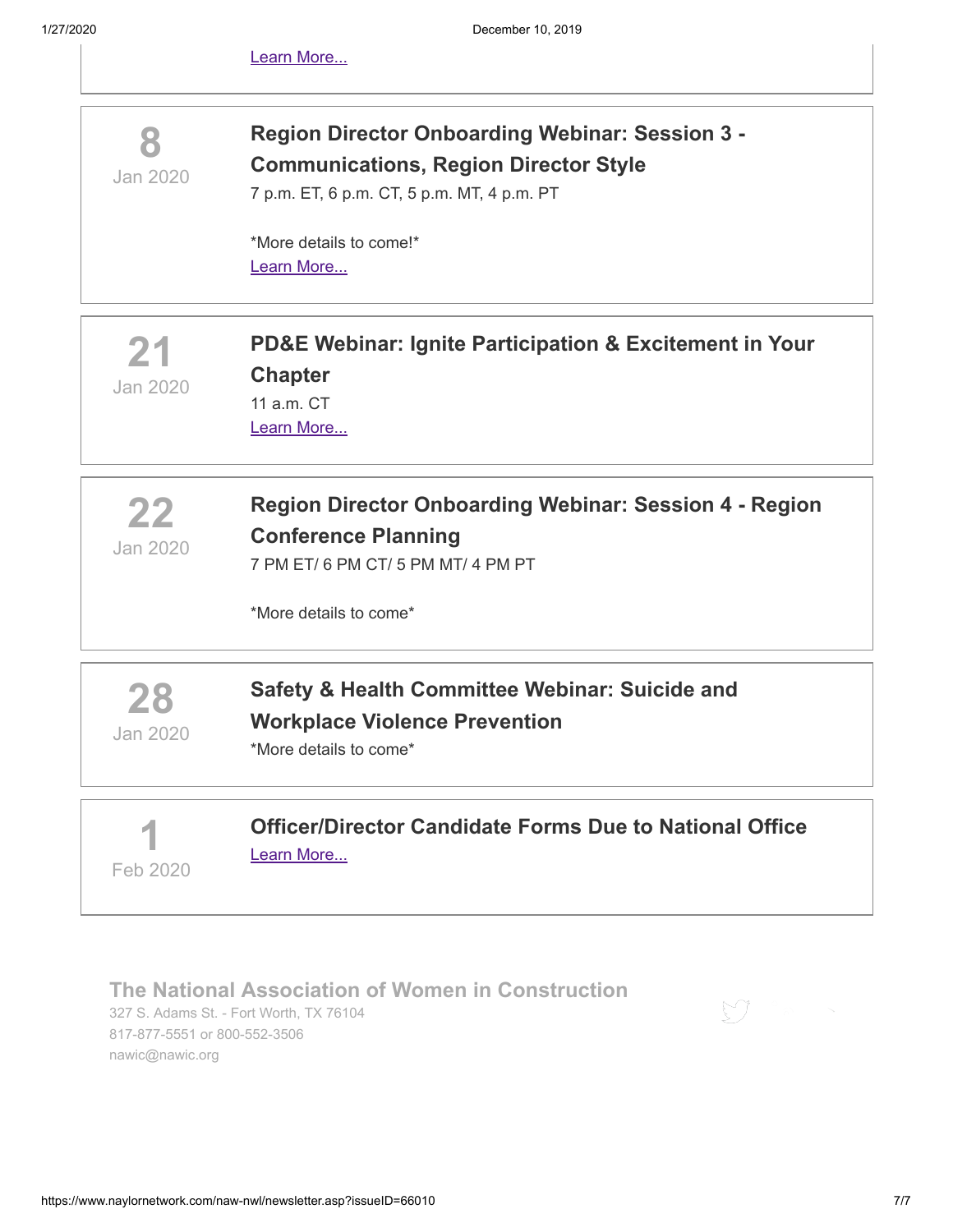Learn More...

8
Jan 2020

### Region Director Onboarding Webinar: Session 3 - Communications, Region Director Style

7 p.m. ET, 6 p.m. CT, 5 p.m. MT, 4 p.m. PT

*More details to come!*

Learn More...

21
Jan 2020

### PD&E Webinar: Ignite Participation & Excitement in Your Chapter

11 a.m. CT

Learn More...

22
Jan 2020

### Region Director Onboarding Webinar: Session 4 - Region Conference Planning

7 PM ET/ 6 PM CT/ 5 PM MT/ 4 PM PT

*More details to come*

28
Jan 2020

### Safety & Health Committee Webinar: Suicide and Workplace Violence Prevention

*More details to come*

1
Feb 2020

### Officer/Director Candidate Forms Due to National Office

Learn More...

**The National Association of Women in Construction**
327 S. Adams St. - Fort Worth, TX 76104
817-877-5551 or 800-552-3506
nawic@nawic.org